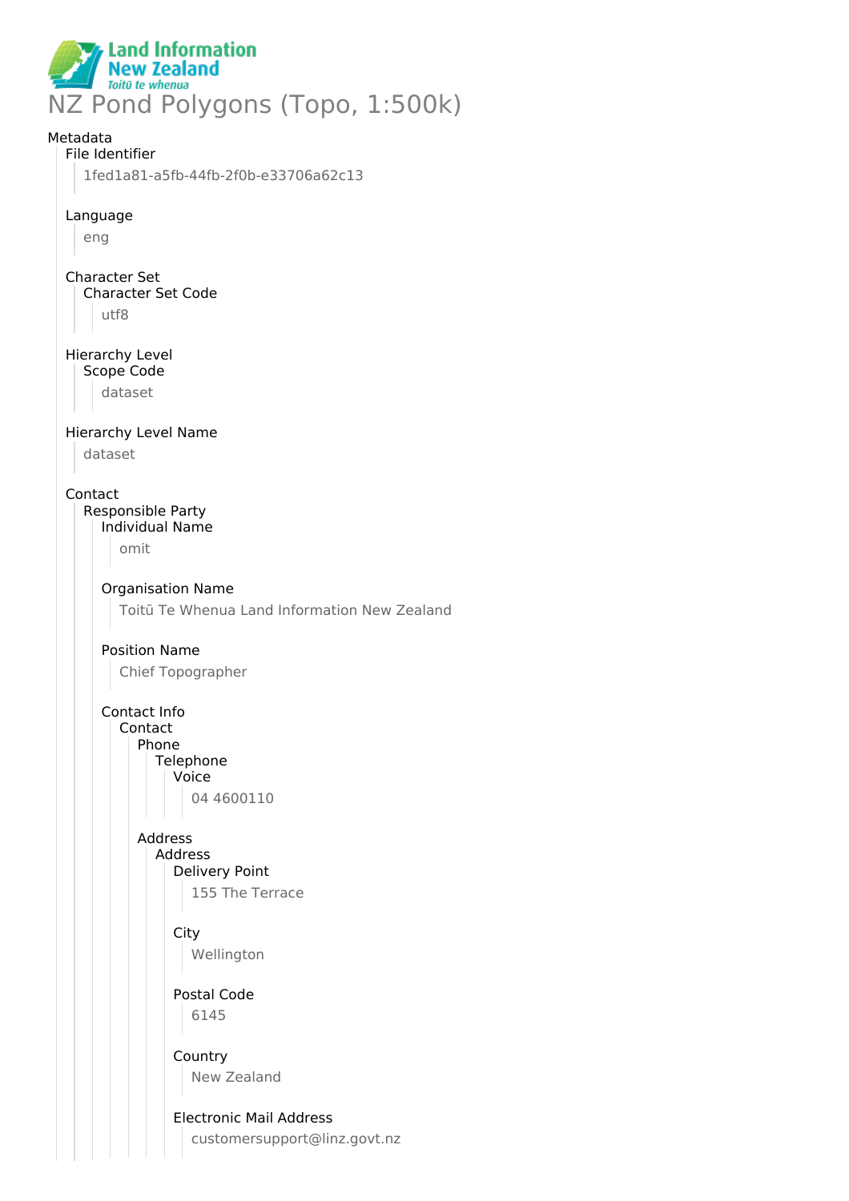Land Information New Zealand
Toitū te whenua

# NZ Pond Polygons (Topo, 1:500k)

## Metadata

**File Identifier**

1fed1a81-a5fb-44fb-2f0b-e33706a62c13

**Language**

eng

**Character Set**

- Character Set Code

  utf8

**Hierarchy Level**

- Scope Code

  dataset

**Hierarchy Level Name**

dataset

**Contact**

- Responsible Party
  - Individual Name

    omit

  - Organisation Name

    Toitū Te Whenua Land Information New Zealand

  - Position Name

    Chief Topographer

  - Contact Info
    - Contact
      - Phone
        - Telephone
          - Voice

            04 4600110

      - Address
        - Address
          - Delivery Point

            155 The Terrace

          - City

            Wellington

          - Postal Code

            6145

          - Country

            New Zealand

          - Electronic Mail Address

            customersupport@linz.govt.nz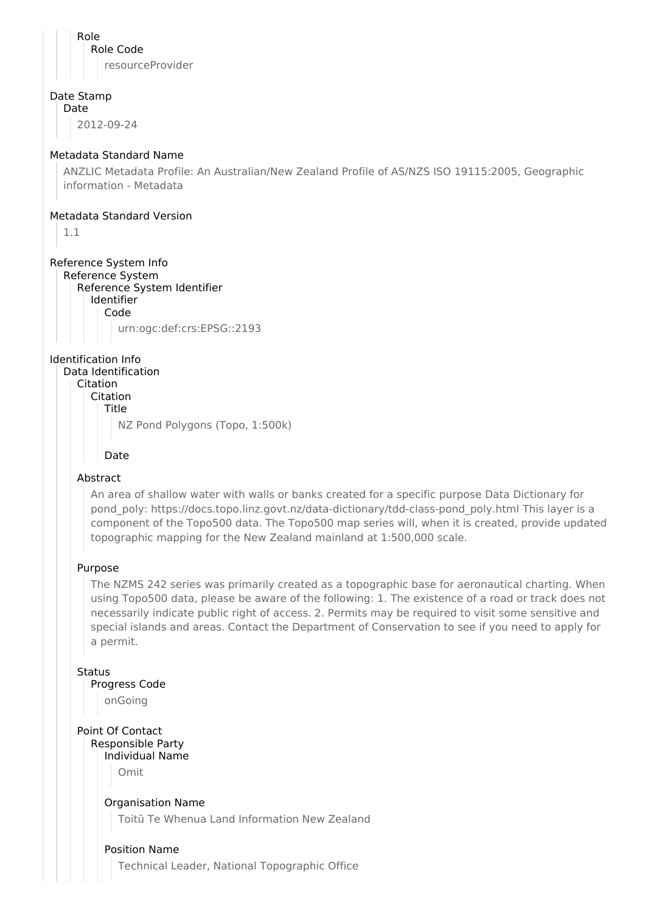Role
Role Code
resourceProvider

Date Stamp
Date
2012-09-24

Metadata Standard Name
ANZLIC Metadata Profile: An Australian/New Zealand Profile of AS/NZS ISO 19115:2005, Geographic information - Metadata

Metadata Standard Version
1.1

Reference System Info
Reference System
Reference System Identifier
Identifier
Code
urn:ogc:def:crs:EPSG::2193

Identification Info
Data Identification
Citation
Citation
Title
NZ Pond Polygons (Topo, 1:500k)

Date

Abstract
An area of shallow water with walls or banks created for a specific purpose Data Dictionary for pond_poly: https://docs.topo.linz.govt.nz/data-dictionary/tdd-class-pond_poly.html This layer is a component of the Topo500 data. The Topo500 map series will, when it is created, provide updated topographic mapping for the New Zealand mainland at 1:500,000 scale.

Purpose
The NZMS 242 series was primarily created as a topographic base for aeronautical charting. When using Topo500 data, please be aware of the following: 1. The existence of a road or track does not necessarily indicate public right of access. 2. Permits may be required to visit some sensitive and special islands and areas. Contact the Department of Conservation to see if you need to apply for a permit.

Status
Progress Code
onGoing

Point Of Contact
Responsible Party
Individual Name
Omit

Organisation Name
Toitū Te Whenua Land Information New Zealand

Position Name
Technical Leader, National Topographic Office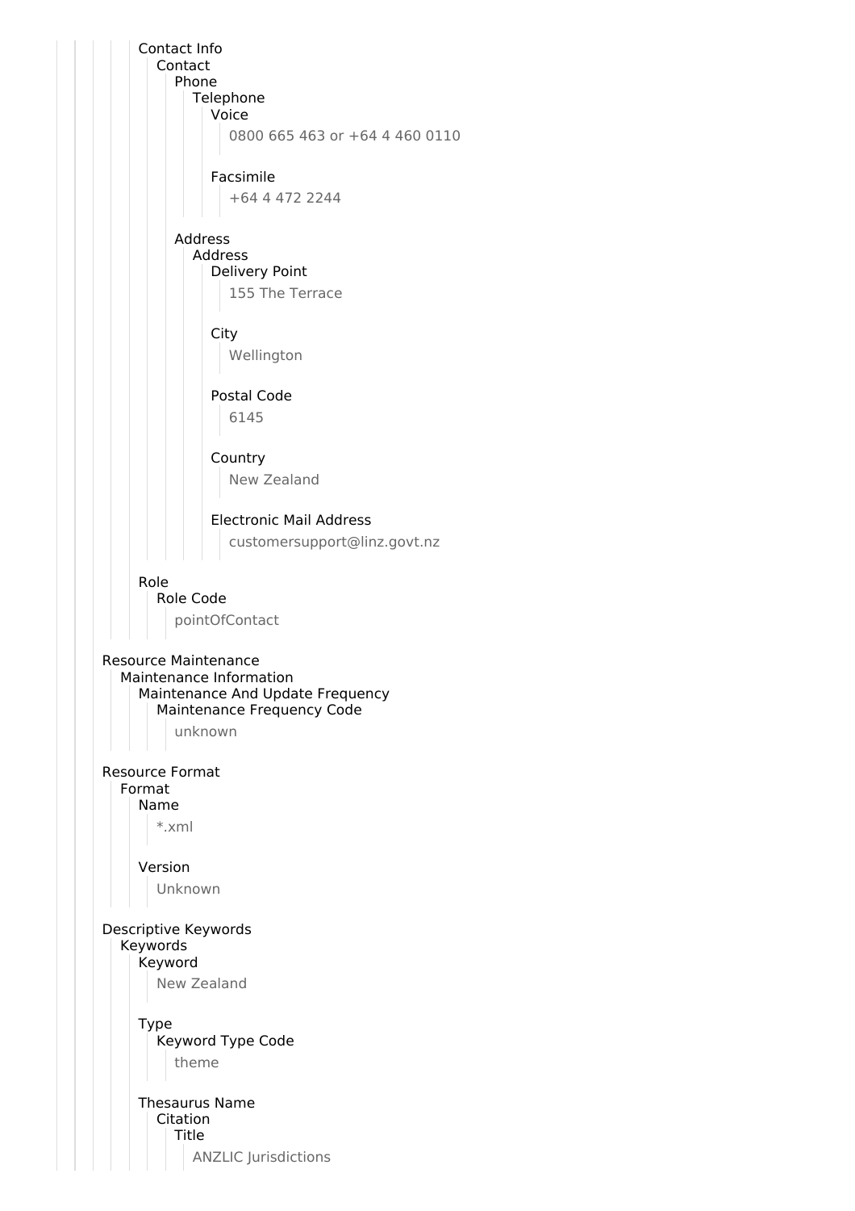Contact Info
- Contact
  - Phone
    - Telephone
      - Voice
        - 0800 665 463 or +64 4 460 0110
      - Facsimile
        - +64 4 472 2244
  - Address
    - Address
      - Delivery Point
        - 155 The Terrace
      - City
        - Wellington
      - Postal Code
        - 6145
      - Country
        - New Zealand
      - Electronic Mail Address
        - customersupport@linz.govt.nz

Role
- Role Code
  - pointOfContact

Resource Maintenance
- Maintenance Information
  - Maintenance And Update Frequency
    - Maintenance Frequency Code
      - unknown

Resource Format
- Format
  - Name
    - *.xml
  - Version
    - Unknown

Descriptive Keywords
- Keywords
  - Keyword
    - New Zealand
  - Type
    - Keyword Type Code
      - theme
  - Thesaurus Name
    - Citation
      - Title
        - ANZLIC Jurisdictions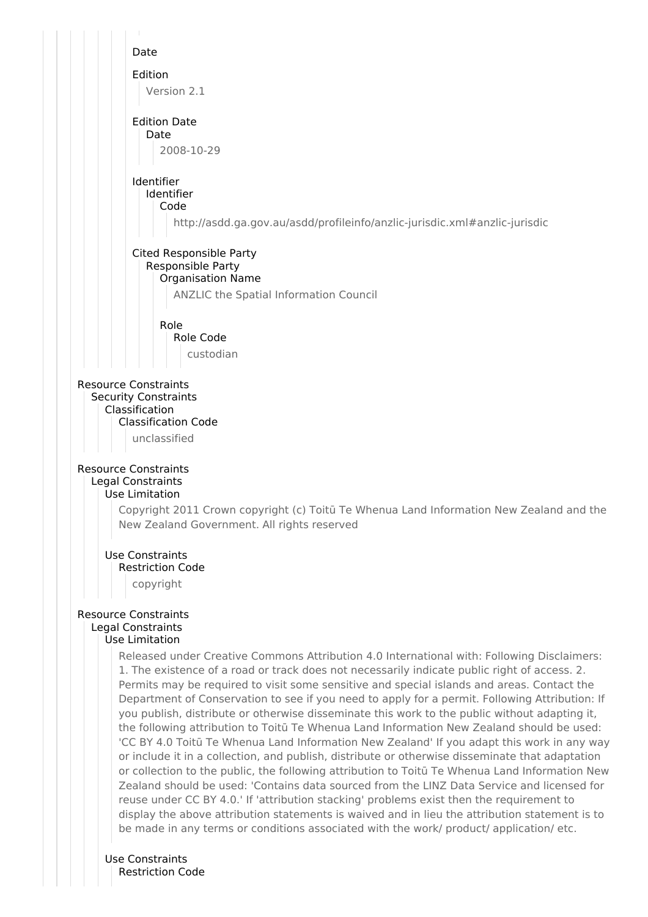Date

Edition

Version 2.1

Edition Date

Date

2008-10-29

Identifier

Identifier

Code

http://asdd.ga.gov.au/asdd/profileinfo/anzlic-jurisdic.xml#anzlic-jurisdic

Cited Responsible Party

Responsible Party

Organisation Name

ANZLIC the Spatial Information Council

Role

Role Code

custodian

Resource Constraints

Security Constraints

Classification

Classification Code

unclassified

Resource Constraints

Legal Constraints

Use Limitation

Copyright 2011 Crown copyright (c) Toitū Te Whenua Land Information New Zealand and the New Zealand Government. All rights reserved

Use Constraints

Restriction Code

copyright

Resource Constraints

Legal Constraints

Use Limitation

Released under Creative Commons Attribution 4.0 International with: Following Disclaimers: 1. The existence of a road or track does not necessarily indicate public right of access. 2. Permits may be required to visit some sensitive and special islands and areas. Contact the Department of Conservation to see if you need to apply for a permit. Following Attribution: If you publish, distribute or otherwise disseminate this work to the public without adapting it, the following attribution to Toitū Te Whenua Land Information New Zealand should be used: 'CC BY 4.0 Toitū Te Whenua Land Information New Zealand' If you adapt this work in any way or include it in a collection, and publish, distribute or otherwise disseminate that adaptation or collection to the public, the following attribution to Toitū Te Whenua Land Information New Zealand should be used: 'Contains data sourced from the LINZ Data Service and licensed for reuse under CC BY 4.0.' If 'attribution stacking' problems exist then the requirement to display the above attribution statements is waived and in lieu the attribution statement is to be made in any terms or conditions associated with the work/ product/ application/ etc.

Use Constraints

Restriction Code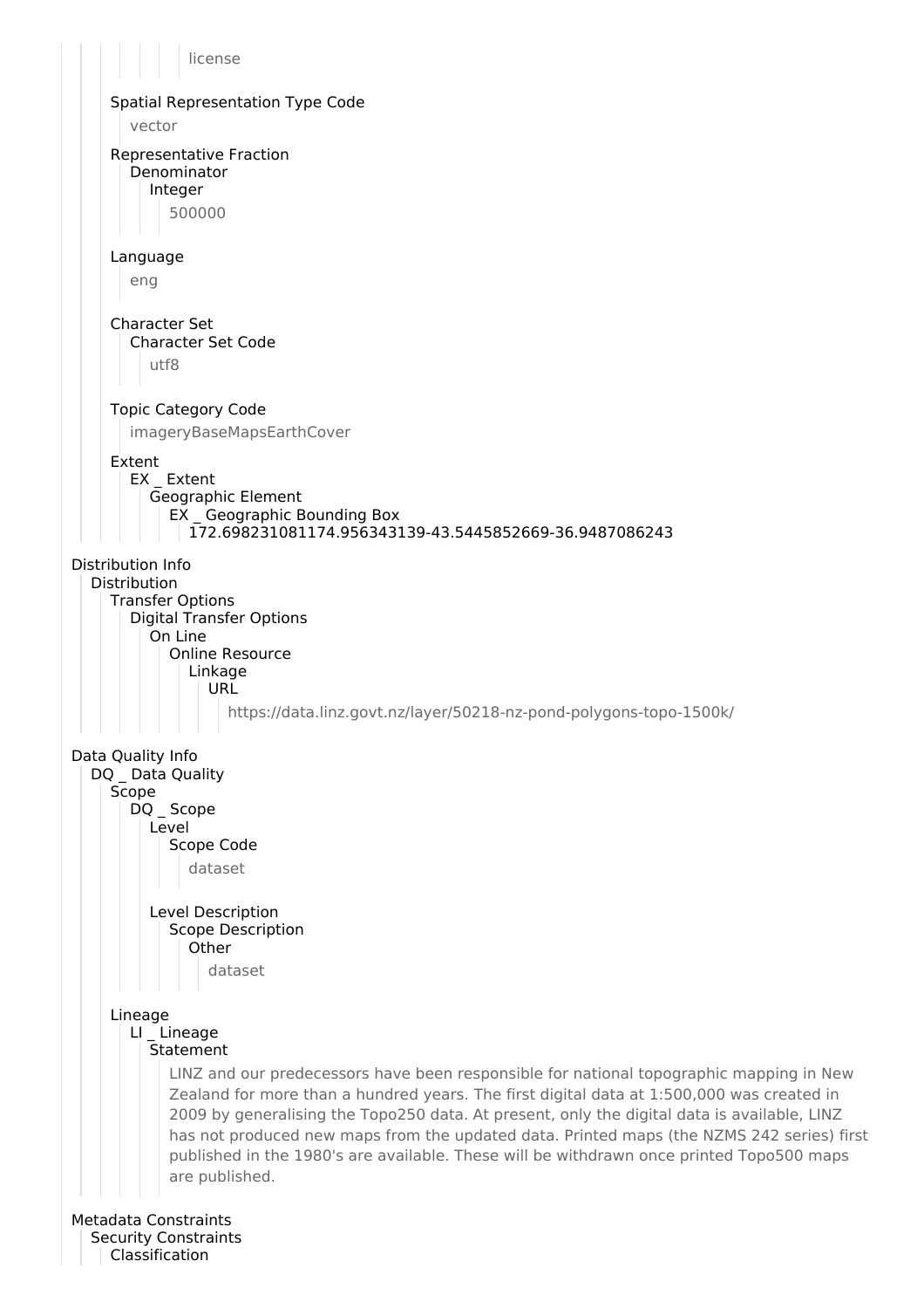license

Spatial Representation Type Code

vector

Representative Fraction
Denominator
Integer

500000

Language

eng

Character Set
Character Set Code

utf8

Topic Category Code

imageryBaseMapsEarthCover

Extent
EX _ Extent
Geographic Element
EX _ Geographic Bounding Box
172.698231081174.956343139-43.5445852669-36.9487086243

Distribution Info
Distribution
Transfer Options
Digital Transfer Options
On Line
Online Resource
Linkage
URL

https://data.linz.govt.nz/layer/50218-nz-pond-polygons-topo-1500k/

Data Quality Info
DQ _ Data Quality
Scope
DQ _ Scope
Level
Scope Code

dataset

Level Description
Scope Description
Other

dataset

Lineage
LI _ Lineage
Statement

LINZ and our predecessors have been responsible for national topographic mapping in New Zealand for more than a hundred years. The first digital data at 1:500,000 was created in 2009 by generalising the Topo250 data. At present, only the digital data is available, LINZ has not produced new maps from the updated data. Printed maps (the NZMS 242 series) first published in the 1980's are available. These will be withdrawn once printed Topo500 maps are published.

Metadata Constraints
Security Constraints
Classification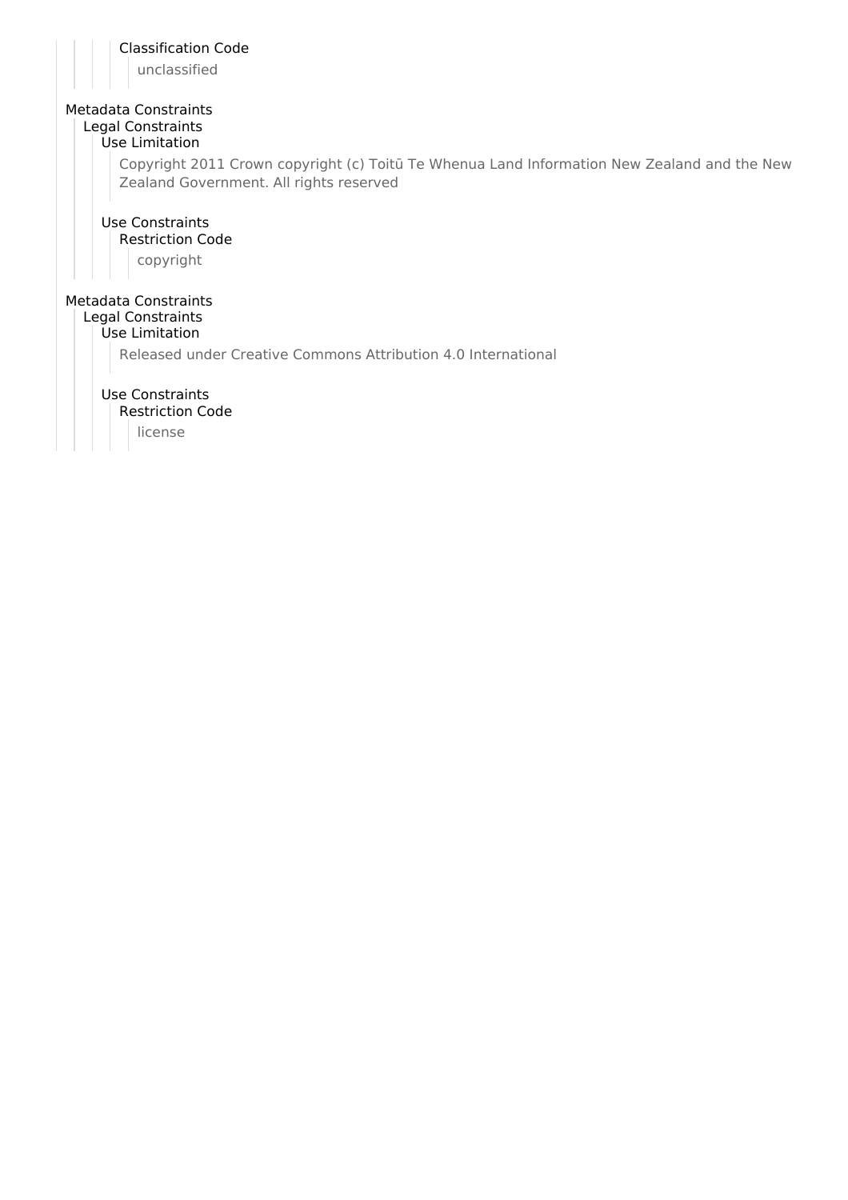Classification Code

unclassified

Metadata Constraints

Legal Constraints

Use Limitation

Copyright 2011 Crown copyright (c) Toitū Te Whenua Land Information New Zealand and the New Zealand Government. All rights reserved

Use Constraints

Restriction Code

copyright

Metadata Constraints

Legal Constraints

Use Limitation

Released under Creative Commons Attribution 4.0 International

Use Constraints

Restriction Code

license